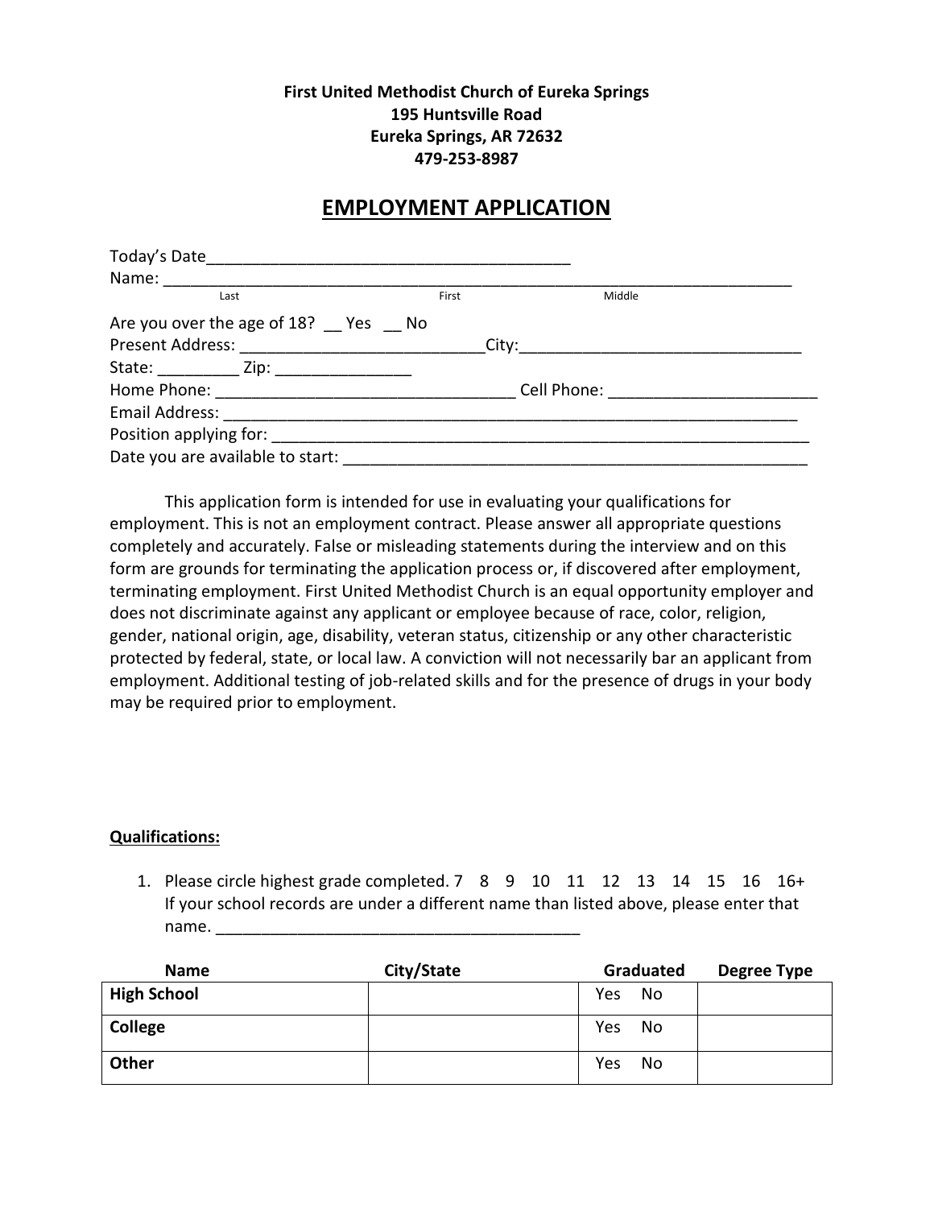**First United Methodist Church of Eureka Springs**
**195 Huntsville Road**
**Eureka Springs, AR 72632**
**479-253-8987**

# EMPLOYMENT APPLICATION

Today's Date________________________________________

Name: ______________________________________________________________________
Last First Middle

Are you over the age of 18? __ Yes __ No

Present Address: ___________________________City:_______________________________

State: _________ Zip: _______________

Home Phone: _________________________________ Cell Phone: _______________________

Email Address: ________________________________________________________________

Position applying for: ______________________________________________________________

Date you are available to start: ____________________________________________________

This application form is intended for use in evaluating your qualifications for employment. This is not an employment contract. Please answer all appropriate questions completely and accurately. False or misleading statements during the interview and on this form are grounds for terminating the application process or, if discovered after employment, terminating employment. First United Methodist Church is an equal opportunity employer and does not discriminate against any applicant or employee because of race, color, religion, gender, national origin, age, disability, veteran status, citizenship or any other characteristic protected by federal, state, or local law. A conviction will not necessarily bar an applicant from employment. Additional testing of job-related skills and for the presence of drugs in your body may be required prior to employment.

**Qualifications:**

1. Please circle highest grade completed. 7 8 9 10 11 12 13 14 15 16 16+
   If your school records are under a different name than listed above, please enter that name. ________________________________________

| Name | City/State | Graduated | Degree Type |
|---|---|---|---|
| **High School** | | Yes No | |
| **College** | | Yes No | |
| **Other** | | Yes No | |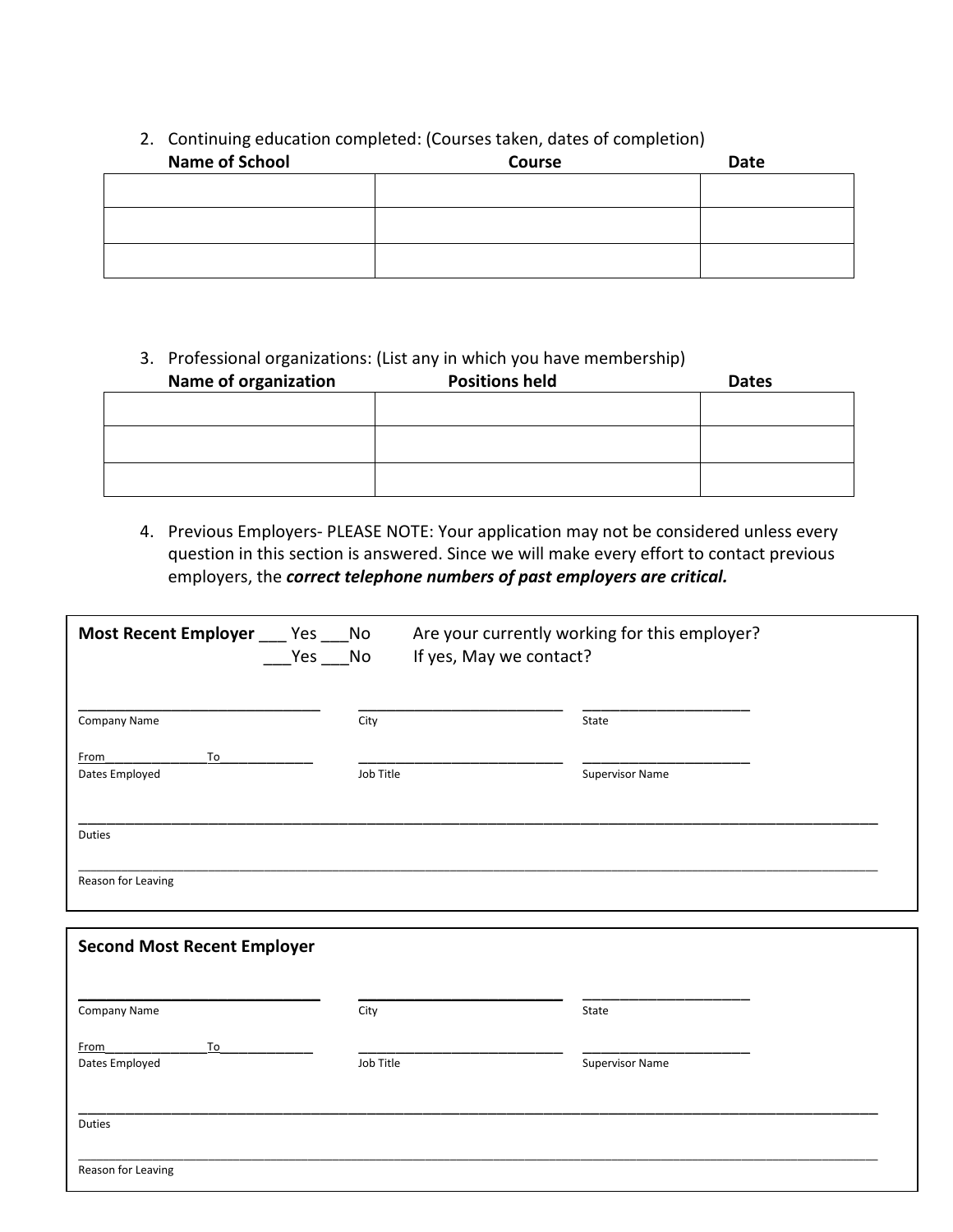2. Continuing education completed: (Courses taken, dates of completion)

| Name of School | Course | Date |
|---|---|---|
| | | |
| | | |
| | | |

3. Professional organizations: (List any in which you have membership)

| Name of organization | Positions held | Dates |
|---|---|---|
| | | |
| | | |
| | | |

4. Previous Employers- PLEASE NOTE: Your application may not be considered unless every question in this section is answered. Since we will make every effort to contact previous employers, the ***correct telephone numbers of past employers are critical.***

**Most Recent Employer** ___ Yes ___No Are your currently working for this employer?
___Yes ___No If yes, May we contact?

______________________________ ______________________________ ______________________________
Company Name City State

From_______________To_____________ ______________________________ ______________________________
Dates Employed Job Title Supervisor Name

__________________________________________________________________________________________
Duties

__________________________________________________________________________________________
Reason for Leaving

**Second Most Recent Employer**

______________________________ ______________________________ ______________________________
Company Name City State

From_______________To_____________ ______________________________ ______________________________
Dates Employed Job Title Supervisor Name

__________________________________________________________________________________________
Duties

__________________________________________________________________________________________
Reason for Leaving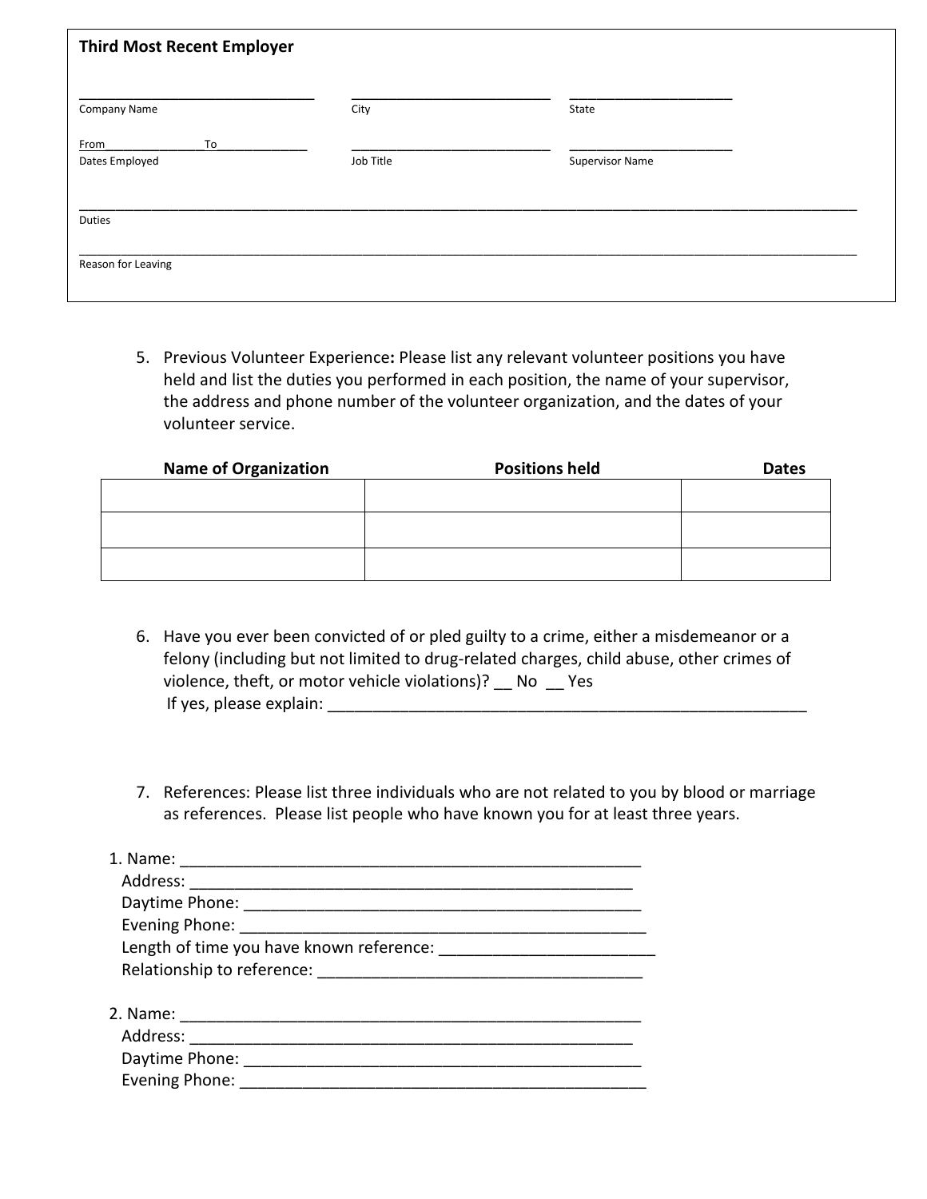**Third Most Recent Employer**

_______________________________ _______________________________ _______________________

Company Name City State

From_______________To_____________ _______________________________ _______________________

Dates Employed Job Title Supervisor Name

_____________________________________________________________________________________________

Duties

_____________________________________________________________________________________________

Reason for Leaving

5. Previous Volunteer Experience**:** Please list any relevant volunteer positions you have held and list the duties you performed in each position, the name of your supervisor, the address and phone number of the volunteer organization, and the dates of your volunteer service.

| Name of Organization | Positions held | Dates |
|---|---|---|
| | | |
| | | |
| | | |

6. Have you ever been convicted of or pled guilty to a crime, either a misdemeanor or a felony (including but not limited to drug-related charges, child abuse, other crimes of violence, theft, or motor vehicle violations)? __ No __ Yes

   If yes, please explain: _______________________________________________________

7. References: Please list three individuals who are not related to you by blood or marriage as references. Please list people who have known you for at least three years.

1. Name: _____________________________________________________
   Address: ___________________________________________________
   Daytime Phone: ______________________________________________
   Evening Phone: ______________________________________________
   Length of time you have known reference: ________________________
   Relationship to reference: ____________________________________

2. Name: _____________________________________________________
   Address: ___________________________________________________
   Daytime Phone: ______________________________________________
   Evening Phone: ______________________________________________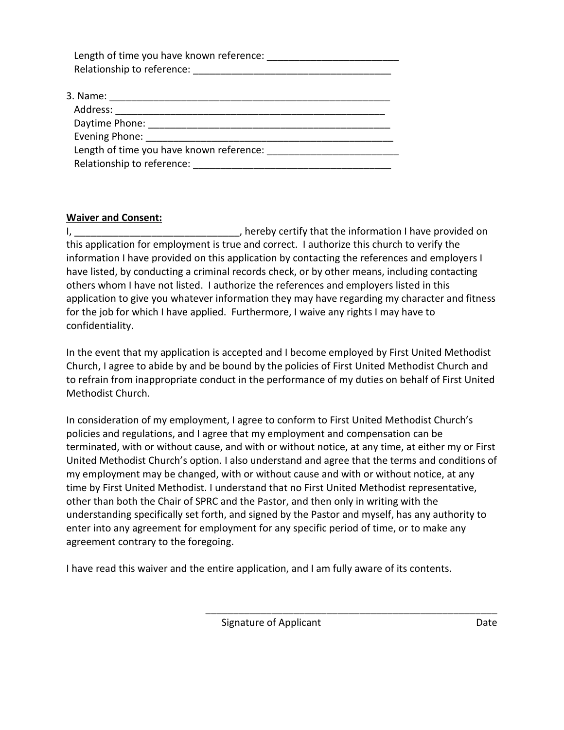Length of time you have known reference: ________________________
Relationship to reference: ____________________________________

3. Name: ____________________________________________________
Address: ___________________________________________________
Daytime Phone: _____________________________________________
Evening Phone: ______________________________________________
Length of time you have known reference: ________________________
Relationship to reference: ____________________________________

**Waiver and Consent:**

I, ______________________________, hereby certify that the information I have provided on this application for employment is true and correct. I authorize this church to verify the information I have provided on this application by contacting the references and employers I have listed, by conducting a criminal records check, or by other means, including contacting others whom I have not listed. I authorize the references and employers listed in this application to give you whatever information they may have regarding my character and fitness for the job for which I have applied. Furthermore, I waive any rights I may have to confidentiality.

In the event that my application is accepted and I become employed by First United Methodist Church, I agree to abide by and be bound by the policies of First United Methodist Church and to refrain from inappropriate conduct in the performance of my duties on behalf of First United Methodist Church.

In consideration of my employment, I agree to conform to First United Methodist Church's policies and regulations, and I agree that my employment and compensation can be terminated, with or without cause, and with or without notice, at any time, at either my or First United Methodist Church's option. I also understand and agree that the terms and conditions of my employment may be changed, with or without cause and with or without notice, at any time by First United Methodist. I understand that no First United Methodist representative, other than both the Chair of SPRC and the Pastor, and then only in writing with the understanding specifically set forth, and signed by the Pastor and myself, has any authority to enter into any agreement for employment for any specific period of time, or to make any agreement contrary to the foregoing.

I have read this waiver and the entire application, and I am fully aware of its contents.

_______________________________________________________
Signature of Applicant Date